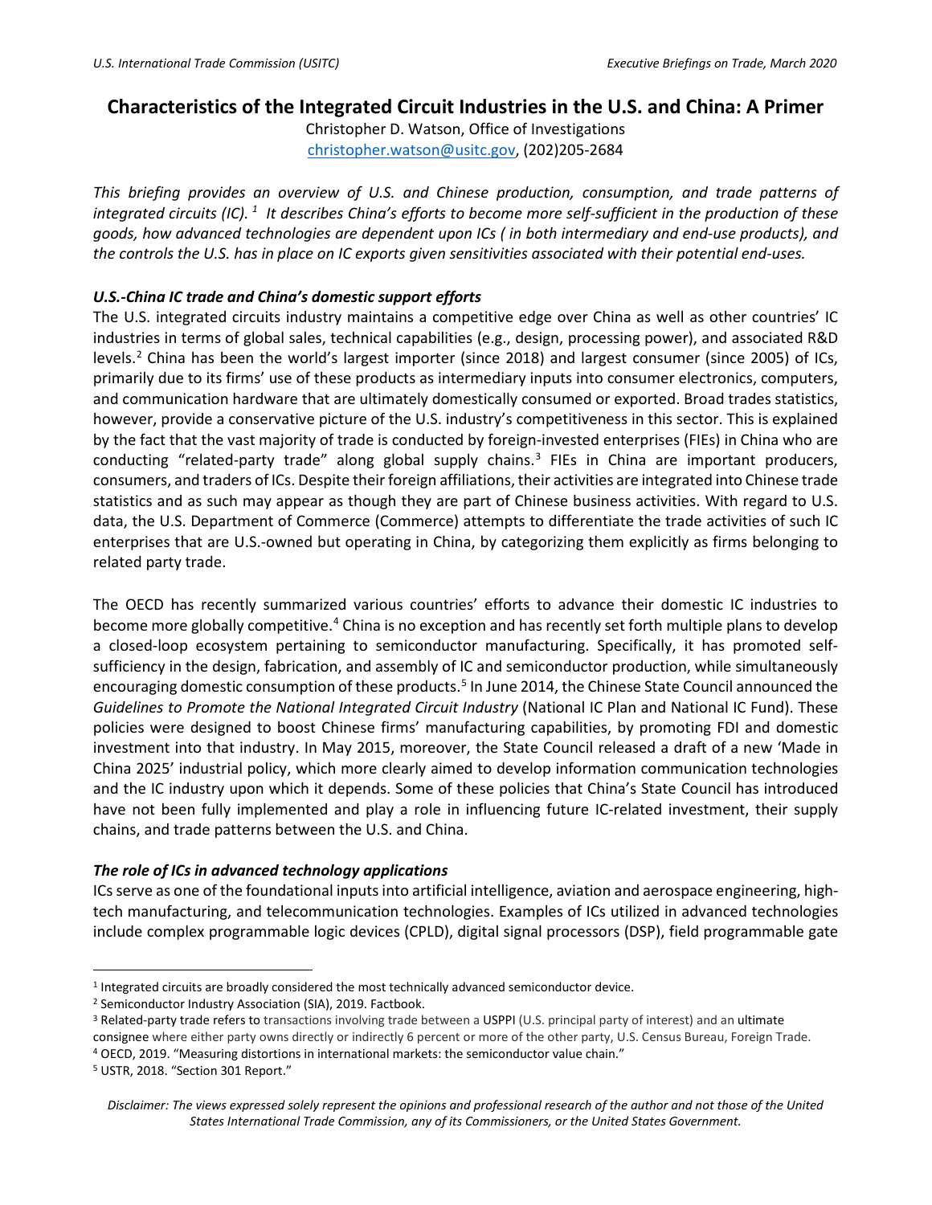# Characteristics of the Integrated Circuit Industries in the U.S. and China: A Primer

Christopher D. Watson, Office of Investigations
christopher.watson@usitc.gov, (202)205-2684

*This briefing provides an overview of U.S. and Chinese production, consumption, and trade patterns of integrated circuits (IC).[1] It describes China's efforts to become more self-sufficient in the production of these goods, how advanced technologies are dependent upon ICs ( in both intermediary and end-use products), and the controls the U.S. has in place on IC exports given sensitivities associated with their potential end-uses.*

### *U.S.-China IC trade and China's domestic support efforts*

The U.S. integrated circuits industry maintains a competitive edge over China as well as other countries' IC industries in terms of global sales, technical capabilities (e.g., design, processing power), and associated R&D levels.[2] China has been the world's largest importer (since 2018) and largest consumer (since 2005) of ICs, primarily due to its firms' use of these products as intermediary inputs into consumer electronics, computers, and communication hardware that are ultimately domestically consumed or exported. Broad trades statistics, however, provide a conservative picture of the U.S. industry's competitiveness in this sector. This is explained by the fact that the vast majority of trade is conducted by foreign-invested enterprises (FIEs) in China who are conducting "related-party trade" along global supply chains.[3] FIEs in China are important producers, consumers, and traders of ICs. Despite their foreign affiliations, their activities are integrated into Chinese trade statistics and as such may appear as though they are part of Chinese business activities. With regard to U.S. data, the U.S. Department of Commerce (Commerce) attempts to differentiate the trade activities of such IC enterprises that are U.S.-owned but operating in China, by categorizing them explicitly as firms belonging to related party trade.

The OECD has recently summarized various countries' efforts to advance their domestic IC industries to become more globally competitive.[4] China is no exception and has recently set forth multiple plans to develop a closed-loop ecosystem pertaining to semiconductor manufacturing. Specifically, it has promoted self-sufficiency in the design, fabrication, and assembly of IC and semiconductor production, while simultaneously encouraging domestic consumption of these products.[5] In June 2014, the Chinese State Council announced the *Guidelines to Promote the National Integrated Circuit Industry* (National IC Plan and National IC Fund). These policies were designed to boost Chinese firms' manufacturing capabilities, by promoting FDI and domestic investment into that industry. In May 2015, moreover, the State Council released a draft of a new 'Made in China 2025' industrial policy, which more clearly aimed to develop information communication technologies and the IC industry upon which it depends. Some of these policies that China's State Council has introduced have not been fully implemented and play a role in influencing future IC-related investment, their supply chains, and trade patterns between the U.S. and China.

### *The role of ICs in advanced technology applications*

ICs serve as one of the foundational inputs into artificial intelligence, aviation and aerospace engineering, high-tech manufacturing, and telecommunication technologies. Examples of ICs utilized in advanced technologies include complex programmable logic devices (CPLD), digital signal processors (DSP), field programmable gate

---

[1] Integrated circuits are broadly considered the most technically advanced semiconductor device.

[2] Semiconductor Industry Association (SIA), 2019. Factbook.

[3] Related-party trade refers to transactions involving trade between a USPPI (U.S. principal party of interest) and an ultimate consignee where either party owns directly or indirectly 6 percent or more of the other party, U.S. Census Bureau, Foreign Trade.

[4] OECD, 2019. "Measuring distortions in international markets: the semiconductor value chain."

[5] USTR, 2018. "Section 301 Report."

*Disclaimer: The views expressed solely represent the opinions and professional research of the author and not those of the United States International Trade Commission, any of its Commissioners, or the United States Government.*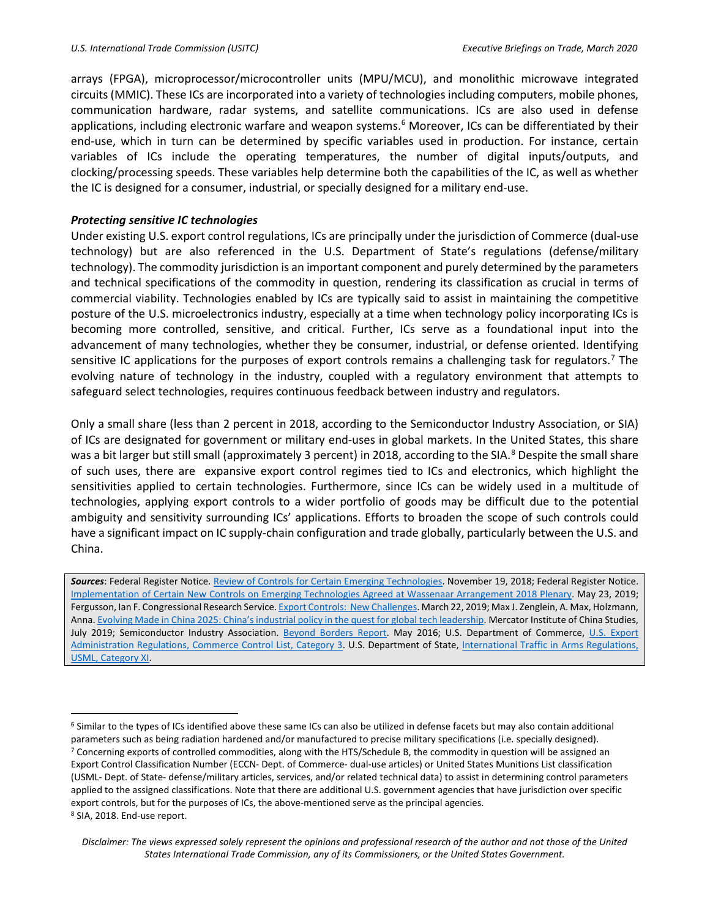arrays (FPGA), microprocessor/microcontroller units (MPU/MCU), and monolithic microwave integrated circuits (MMIC). These ICs are incorporated into a variety of technologies including computers, mobile phones, communication hardware, radar systems, and satellite communications. ICs are also used in defense applications, including electronic warfare and weapon systems.[6] Moreover, ICs can be differentiated by their end-use, which in turn can be determined by specific variables used in production. For instance, certain variables of ICs include the operating temperatures, the number of digital inputs/outputs, and clocking/processing speeds. These variables help determine both the capabilities of the IC, as well as whether the IC is designed for a consumer, industrial, or specially designed for a military end-use.

***Protecting sensitive IC technologies***

Under existing U.S. export control regulations, ICs are principally under the jurisdiction of Commerce (dual-use technology) but are also referenced in the U.S. Department of State's regulations (defense/military technology). The commodity jurisdiction is an important component and purely determined by the parameters and technical specifications of the commodity in question, rendering its classification as crucial in terms of commercial viability. Technologies enabled by ICs are typically said to assist in maintaining the competitive posture of the U.S. microelectronics industry, especially at a time when technology policy incorporating ICs is becoming more controlled, sensitive, and critical. Further, ICs serve as a foundational input into the advancement of many technologies, whether they be consumer, industrial, or defense oriented. Identifying sensitive IC applications for the purposes of export controls remains a challenging task for regulators.[7] The evolving nature of technology in the industry, coupled with a regulatory environment that attempts to safeguard select technologies, requires continuous feedback between industry and regulators.

Only a small share (less than 2 percent in 2018, according to the Semiconductor Industry Association, or SIA) of ICs are designated for government or military end-uses in global markets. In the United States, this share was a bit larger but still small (approximately 3 percent) in 2018, according to the SIA.[8] Despite the small share of such uses, there are expansive export control regimes tied to ICs and electronics, which highlight the sensitivities applied to certain technologies. Furthermore, since ICs can be widely used in a multitude of technologies, applying export controls to a wider portfolio of goods may be difficult due to the potential ambiguity and sensitivity surrounding ICs' applications. Efforts to broaden the scope of such controls could have a significant impact on IC supply-chain configuration and trade globally, particularly between the U.S. and China.

***Sources***: Federal Register Notice. Review of Controls for Certain Emerging Technologies. November 19, 2018; Federal Register Notice. Implementation of Certain New Controls on Emerging Technologies Agreed at Wassenaar Arrangement 2018 Plenary. May 23, 2019; Fergusson, Ian F. Congressional Research Service. Export Controls: New Challenges. March 22, 2019; Max J. Zenglein, A. Max, Holzmann, Anna. Evolving Made in China 2025: China's industrial policy in the quest for global tech leadership. Mercator Institute of China Studies, July 2019; Semiconductor Industry Association. Beyond Borders Report. May 2016; U.S. Department of Commerce, U.S. Export Administration Regulations, Commerce Control List, Category 3. U.S. Department of State, International Traffic in Arms Regulations, USML, Category XI.

---

[6] Similar to the types of ICs identified above these same ICs can also be utilized in defense facets but may also contain additional parameters such as being radiation hardened and/or manufactured to precise military specifications (i.e. specially designed).

[7] Concerning exports of controlled commodities, along with the HTS/Schedule B, the commodity in question will be assigned an Export Control Classification Number (ECCN- Dept. of Commerce- dual-use articles) or United States Munitions List classification (USML- Dept. of State- defense/military articles, services, and/or related technical data) to assist in determining control parameters applied to the assigned classifications. Note that there are additional U.S. government agencies that have jurisdiction over specific export controls, but for the purposes of ICs, the above-mentioned serve as the principal agencies.

[8] SIA, 2018. End-use report.

*Disclaimer: The views expressed solely represent the opinions and professional research of the author and not those of the United States International Trade Commission, any of its Commissioners, or the United States Government.*